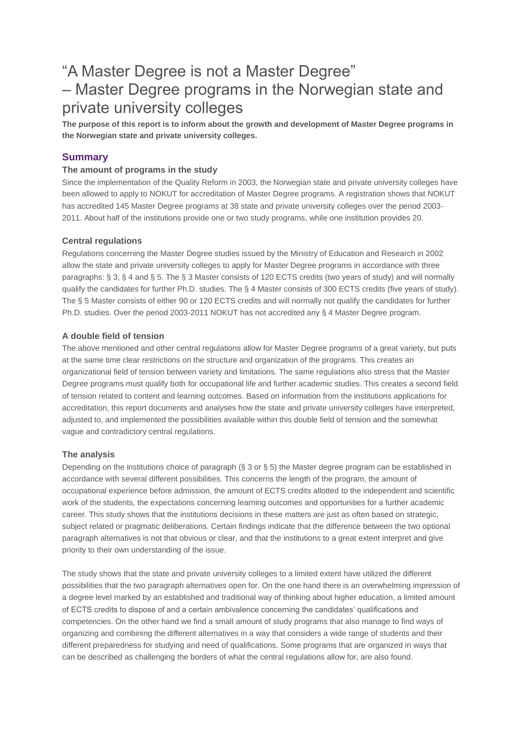# "A Master Degree is not a Master Degree" – Master Degree programs in the Norwegian state and private university colleges

**The purpose of this report is to inform about the growth and development of Master Degree programs in the Norwegian state and private university colleges.**

## Summary

### The amount of programs in the study

Since the implementation of the Quality Reform in 2003, the Norwegian state and private university colleges have been allowed to apply to NOKUT for accreditation of Master Degree programs. A registration shows that NOKUT has accredited 145 Master Degree programs at 38 state and private university colleges over the period 2003-2011. About half of the institutions provide one or two study programs, while one institution provides 20.

### Central regulations

Regulations concerning the Master Degree studies issued by the Ministry of Education and Research in 2002 allow the state and private university colleges to apply for Master Degree programs in accordance with three paragraphs: § 3, § 4 and § 5. The § 3 Master consists of 120 ECTS credits (two years of study) and will normally qualify the candidates for further Ph.D. studies. The § 4 Master consists of 300 ECTS credits (five years of study). The § 5 Master consists of either 90 or 120 ECTS credits and will normally not qualify the candidates for further Ph.D. studies. Over the period 2003-2011 NOKUT has not accredited any § 4 Master Degree program.

### A double field of tension

The above mentioned and other central regulations allow for Master Degree programs of a great variety, but puts at the same time clear restrictions on the structure and organization of the programs. This creates an organizational field of tension between variety and limitations. The same regulations also stress that the Master Degree programs must qualify both for occupational life and further academic studies. This creates a second field of tension related to content and learning outcomes. Based on information from the institutions applications for accreditation, this report documents and analyses how the state and private university colleges have interpreted, adjusted to, and implemented the possibilities available within this double field of tension and the somewhat vague and contradictory central regulations.

### The analysis

Depending on the institutions choice of paragraph (§ 3 or § 5) the Master degree program can be established in accordance with several different possibilities. This concerns the length of the program, the amount of occupational experience before admission, the amount of ECTS credits allotted to the independent and scientific work of the students, the expectations concerning learning outcomes and opportunities for a further academic career. This study shows that the institutions decisions in these matters are just as often based on strategic, subject related or pragmatic deliberations. Certain findings indicate that the difference between the two optional paragraph alternatives is not that obvious or clear, and that the institutions to a great extent interpret and give priority to their own understanding of the issue.

The study shows that the state and private university colleges to a limited extent have utilized the different possibilities that the two paragraph alternatives open for. On the one hand there is an overwhelming impression of a degree level marked by an established and traditional way of thinking about higher education, a limited amount of ECTS credits to dispose of and a certain ambivalence concerning the candidates' qualifications and competencies. On the other hand we find a small amount of study programs that also manage to find ways of organizing and combining the different alternatives in a way that considers a wide range of students and their different preparedness for studying and need of qualifications. Some programs that are organized in ways that can be described as challenging the borders of what the central regulations allow for, are also found.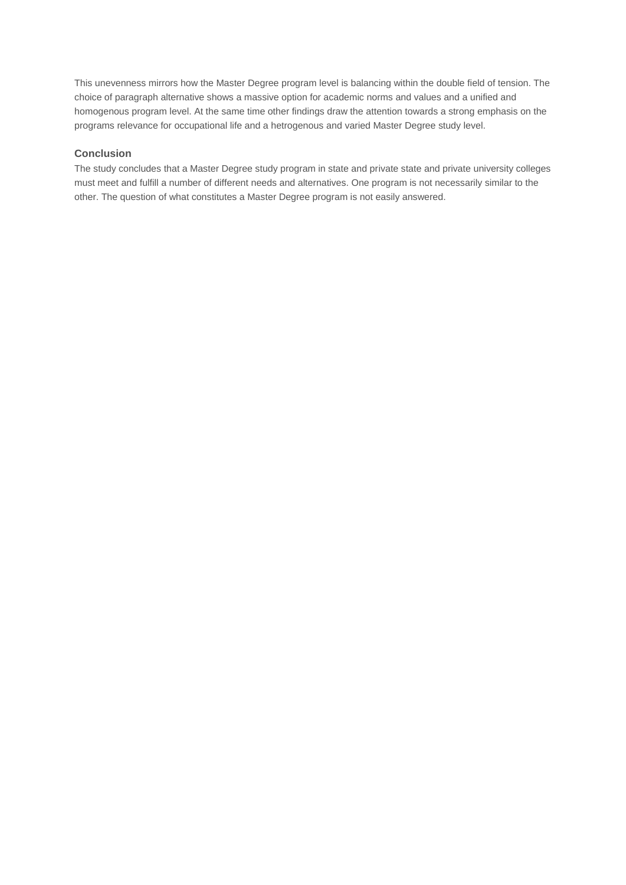This unevenness mirrors how the Master Degree program level is balancing within the double field of tension. The choice of paragraph alternative shows a massive option for academic norms and values and a unified and homogenous program level. At the same time other findings draw the attention towards a strong emphasis on the programs relevance for occupational life and a hetrogenous and varied Master Degree study level.

### Conclusion

The study concludes that a Master Degree study program in state and private state and private university colleges must meet and fulfill a number of different needs and alternatives. One program is not necessarily similar to the other. The question of what constitutes a Master Degree program is not easily answered.